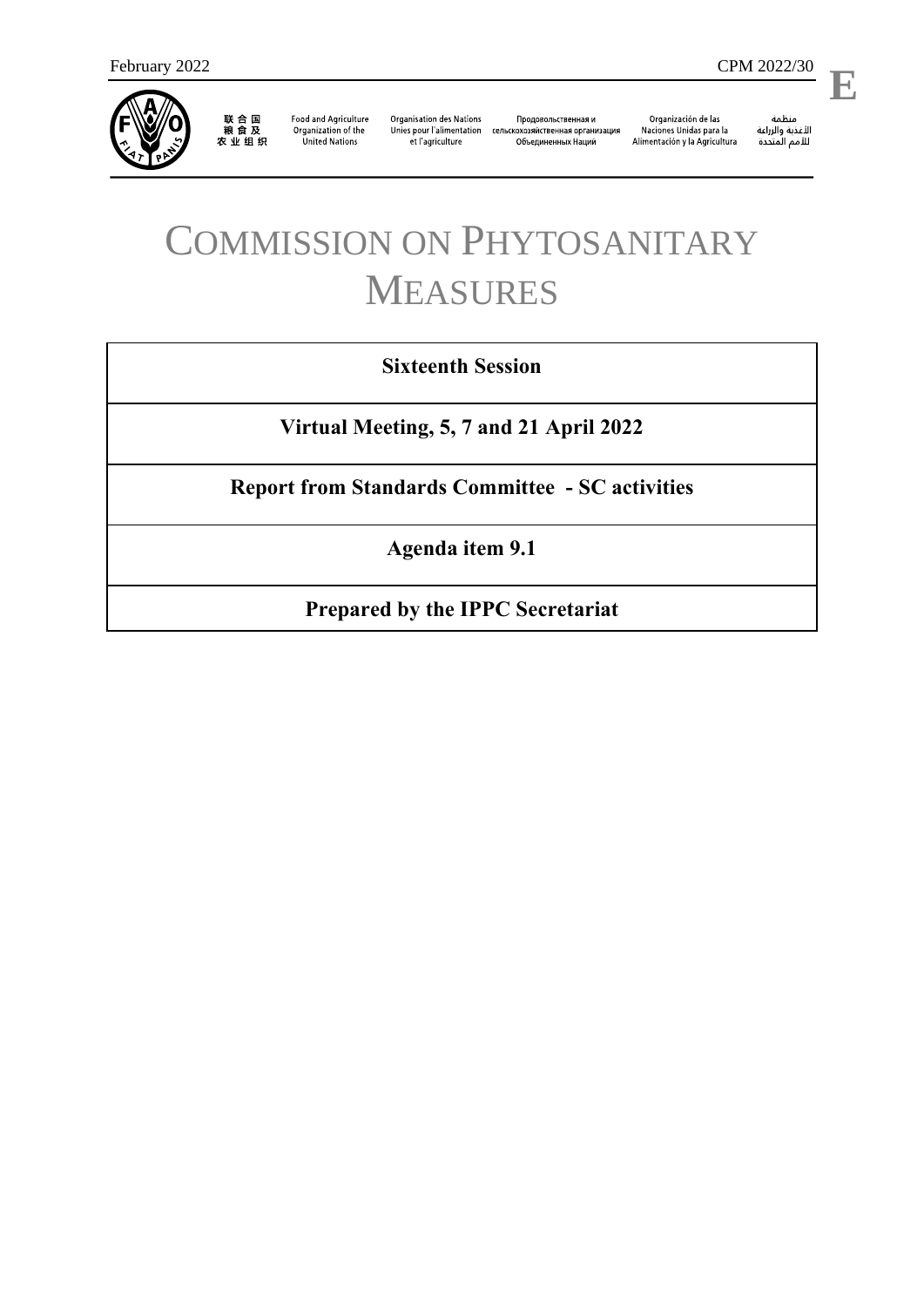February 2022 CPM 2022/30

E

联合国粮食及农业组织 | Food and Agriculture Organization of the United Nations | Organisation des Nations Unies pour l'alimentation et l'agriculture | Продовольственная и сельскохозяйственная организация Объединенных Наций | Organización de las Naciones Unidas para la Alimentación y la Agricultura | منظمة الأغذية والزراعة للأمم المتحدة

# COMMISSION ON PHYTOSANITARY MEASURES

| **Sixteenth Session** |
|---|
| **Virtual Meeting, 5, 7 and 21 April 2022** |
| **Report from Standards Committee - SC activities** |
| **Agenda item 9.1** |
| **Prepared by the IPPC Secretariat** |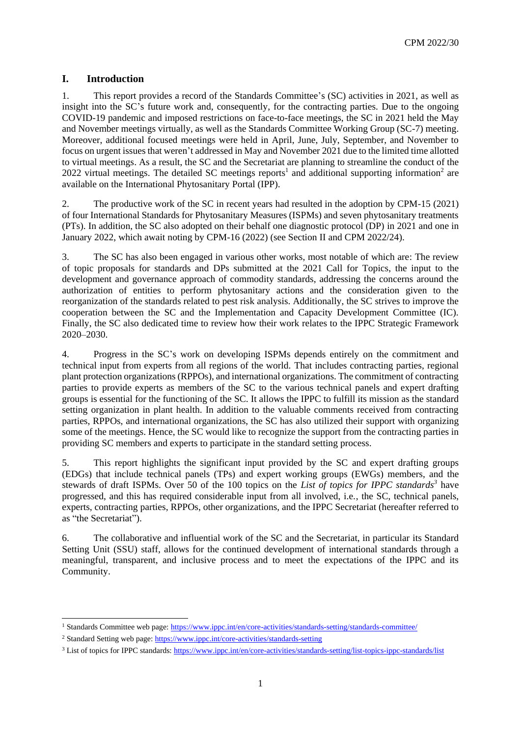## I. Introduction

1. This report provides a record of the Standards Committee's (SC) activities in 2021, as well as insight into the SC's future work and, consequently, for the contracting parties. Due to the ongoing COVID-19 pandemic and imposed restrictions on face-to-face meetings, the SC in 2021 held the May and November meetings virtually, as well as the Standards Committee Working Group (SC-7) meeting. Moreover, additional focused meetings were held in April, June, July, September, and November to focus on urgent issues that weren't addressed in May and November 2021 due to the limited time allotted to virtual meetings. As a result, the SC and the Secretariat are planning to streamline the conduct of the 2022 virtual meetings. The detailed SC meetings reports[1] and additional supporting information[2] are available on the International Phytosanitary Portal (IPP).

2. The productive work of the SC in recent years had resulted in the adoption by CPM-15 (2021) of four International Standards for Phytosanitary Measures (ISPMs) and seven phytosanitary treatments (PTs). In addition, the SC also adopted on their behalf one diagnostic protocol (DP) in 2021 and one in January 2022, which await noting by CPM-16 (2022) (see Section II and CPM 2022/24).

3. The SC has also been engaged in various other works, most notable of which are: The review of topic proposals for standards and DPs submitted at the 2021 Call for Topics, the input to the development and governance approach of commodity standards, addressing the concerns around the authorization of entities to perform phytosanitary actions and the consideration given to the reorganization of the standards related to pest risk analysis. Additionally, the SC strives to improve the cooperation between the SC and the Implementation and Capacity Development Committee (IC). Finally, the SC also dedicated time to review how their work relates to the IPPC Strategic Framework 2020–2030.

4. Progress in the SC's work on developing ISPMs depends entirely on the commitment and technical input from experts from all regions of the world. That includes contracting parties, regional plant protection organizations (RPPOs), and international organizations. The commitment of contracting parties to provide experts as members of the SC to the various technical panels and expert drafting groups is essential for the functioning of the SC. It allows the IPPC to fulfill its mission as the standard setting organization in plant health. In addition to the valuable comments received from contracting parties, RPPOs, and international organizations, the SC has also utilized their support with organizing some of the meetings. Hence, the SC would like to recognize the support from the contracting parties in providing SC members and experts to participate in the standard setting process.

5. This report highlights the significant input provided by the SC and expert drafting groups (EDGs) that include technical panels (TPs) and expert working groups (EWGs) members, and the stewards of draft ISPMs. Over 50 of the 100 topics on the *List of topics for IPPC standards*[3] have progressed, and this has required considerable input from all involved, i.e., the SC, technical panels, experts, contracting parties, RPPOs, other organizations, and the IPPC Secretariat (hereafter referred to as "the Secretariat").

6. The collaborative and influential work of the SC and the Secretariat, in particular its Standard Setting Unit (SSU) staff, allows for the continued development of international standards through a meaningful, transparent, and inclusive process and to meet the expectations of the IPPC and its Community.

---

[1] Standards Committee web page: https://www.ippc.int/en/core-activities/standards-setting/standards-committee/

[2] Standard Setting web page: https://www.ippc.int/core-activities/standards-setting

[3] List of topics for IPPC standards: https://www.ippc.int/en/core-activities/standards-setting/list-topics-ippc-standards/list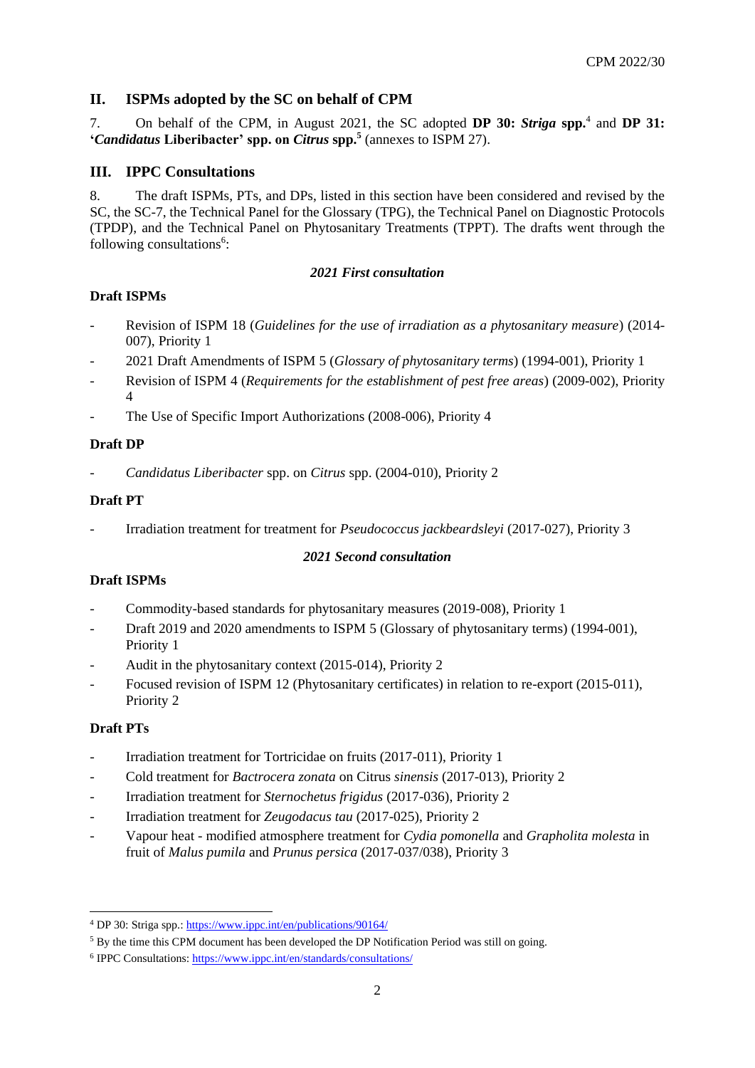## II. ISPMs adopted by the SC on behalf of CPM

7. On behalf of the CPM, in August 2021, the SC adopted **DP 30: *Striga* spp.**[4] and **DP 31: '*Candidatus* Liberibacter' spp. on *Citrus* spp.**[5] (annexes to ISPM 27).

## III. IPPC Consultations

8. The draft ISPMs, PTs, and DPs, listed in this section have been considered and revised by the SC, the SC-7, the Technical Panel for the Glossary (TPG), the Technical Panel on Diagnostic Protocols (TPDP), and the Technical Panel on Phytosanitary Treatments (TPPT). The drafts went through the following consultations[6]:

***2021 First consultation***

**Draft ISPMs**

- Revision of ISPM 18 (*Guidelines for the use of irradiation as a phytosanitary measure*) (2014-007), Priority 1
- 2021 Draft Amendments of ISPM 5 (*Glossary of phytosanitary terms*) (1994-001), Priority 1
- Revision of ISPM 4 (*Requirements for the establishment of pest free areas*) (2009-002), Priority 4
- The Use of Specific Import Authorizations (2008-006), Priority 4

**Draft DP**

- *Candidatus Liberibacter* spp. on *Citrus* spp. (2004-010), Priority 2

**Draft PT**

- Irradiation treatment for treatment for *Pseudococcus jackbeardsleyi* (2017-027), Priority 3

***2021 Second consultation***

**Draft ISPMs**

- Commodity-based standards for phytosanitary measures (2019-008), Priority 1
- Draft 2019 and 2020 amendments to ISPM 5 (Glossary of phytosanitary terms) (1994-001), Priority 1
- Audit in the phytosanitary context (2015-014), Priority 2
- Focused revision of ISPM 12 (Phytosanitary certificates) in relation to re-export (2015-011), Priority 2

**Draft PTs**

- Irradiation treatment for Tortricidae on fruits (2017-011), Priority 1
- Cold treatment for *Bactrocera zonata* on Citrus *sinensis* (2017-013), Priority 2
- Irradiation treatment for *Sternochetus frigidus* (2017-036), Priority 2
- Irradiation treatment for *Zeugodacus tau* (2017-025), Priority 2
- Vapour heat - modified atmosphere treatment for *Cydia pomonella* and *Grapholita molesta* in fruit of *Malus pumila* and *Prunus persica* (2017-037/038), Priority 3

---

[4] DP 30: Striga spp.: https://www.ippc.int/en/publications/90164/

[5] By the time this CPM document has been developed the DP Notification Period was still on going.

[6] IPPC Consultations: https://www.ippc.int/en/standards/consultations/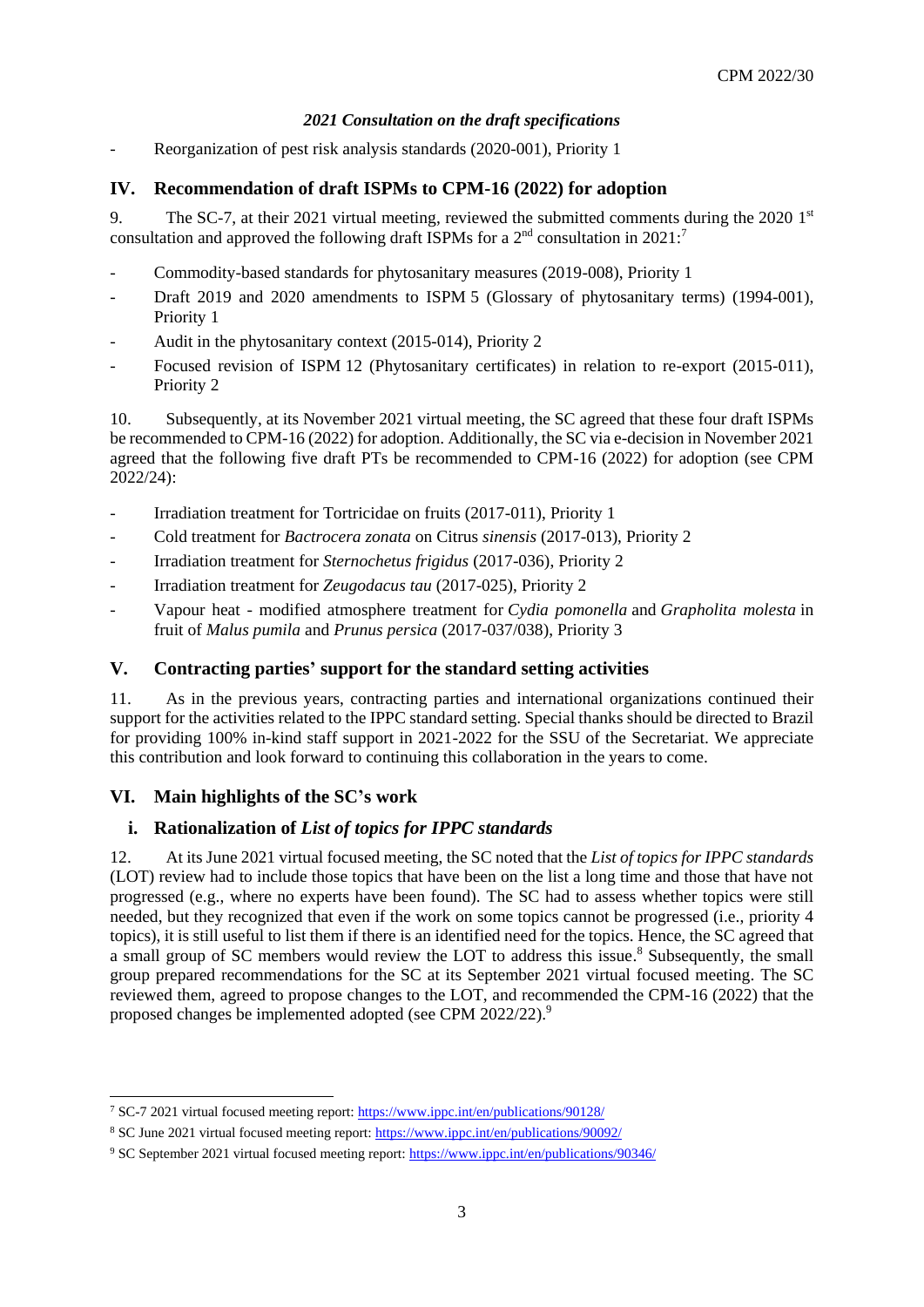*2021 Consultation on the draft specifications*

- Reorganization of pest risk analysis standards (2020-001), Priority 1

## IV. Recommendation of draft ISPMs to CPM-16 (2022) for adoption

9. The SC-7, at their 2021 virtual meeting, reviewed the submitted comments during the 2020 1st consultation and approved the following draft ISPMs for a 2nd consultation in 2021:[7]

- Commodity-based standards for phytosanitary measures (2019-008), Priority 1
- Draft 2019 and 2020 amendments to ISPM 5 (Glossary of phytosanitary terms) (1994-001), Priority 1
- Audit in the phytosanitary context (2015-014), Priority 2
- Focused revision of ISPM 12 (Phytosanitary certificates) in relation to re-export (2015-011), Priority 2

10. Subsequently, at its November 2021 virtual meeting, the SC agreed that these four draft ISPMs be recommended to CPM-16 (2022) for adoption. Additionally, the SC via e-decision in November 2021 agreed that the following five draft PTs be recommended to CPM-16 (2022) for adoption (see CPM 2022/24):

- Irradiation treatment for Tortricidae on fruits (2017-011), Priority 1
- Cold treatment for *Bactrocera zonata* on Citrus *sinensis* (2017-013), Priority 2
- Irradiation treatment for *Sternochetus frigidus* (2017-036), Priority 2
- Irradiation treatment for *Zeugodacus tau* (2017-025), Priority 2
- Vapour heat - modified atmosphere treatment for *Cydia pomonella* and *Grapholita molesta* in fruit of *Malus pumila* and *Prunus persica* (2017-037/038), Priority 3

## V. Contracting parties' support for the standard setting activities

11. As in the previous years, contracting parties and international organizations continued their support for the activities related to the IPPC standard setting. Special thanks should be directed to Brazil for providing 100% in-kind staff support in 2021-2022 for the SSU of the Secretariat. We appreciate this contribution and look forward to continuing this collaboration in the years to come.

## VI. Main highlights of the SC's work

### i. Rationalization of *List of topics for IPPC standards*

12. At its June 2021 virtual focused meeting, the SC noted that the *List of topics for IPPC standards* (LOT) review had to include those topics that have been on the list a long time and those that have not progressed (e.g., where no experts have been found). The SC had to assess whether topics were still needed, but they recognized that even if the work on some topics cannot be progressed (i.e., priority 4 topics), it is still useful to list them if there is an identified need for the topics. Hence, the SC agreed that a small group of SC members would review the LOT to address this issue.[8] Subsequently, the small group prepared recommendations for the SC at its September 2021 virtual focused meeting. The SC reviewed them, agreed to propose changes to the LOT, and recommended the CPM-16 (2022) that the proposed changes be implemented adopted (see CPM 2022/22).[9]

---

[7] SC-7 2021 virtual focused meeting report: https://www.ippc.int/en/publications/90128/

[8] SC June 2021 virtual focused meeting report: https://www.ippc.int/en/publications/90092/

[9] SC September 2021 virtual focused meeting report: https://www.ippc.int/en/publications/90346/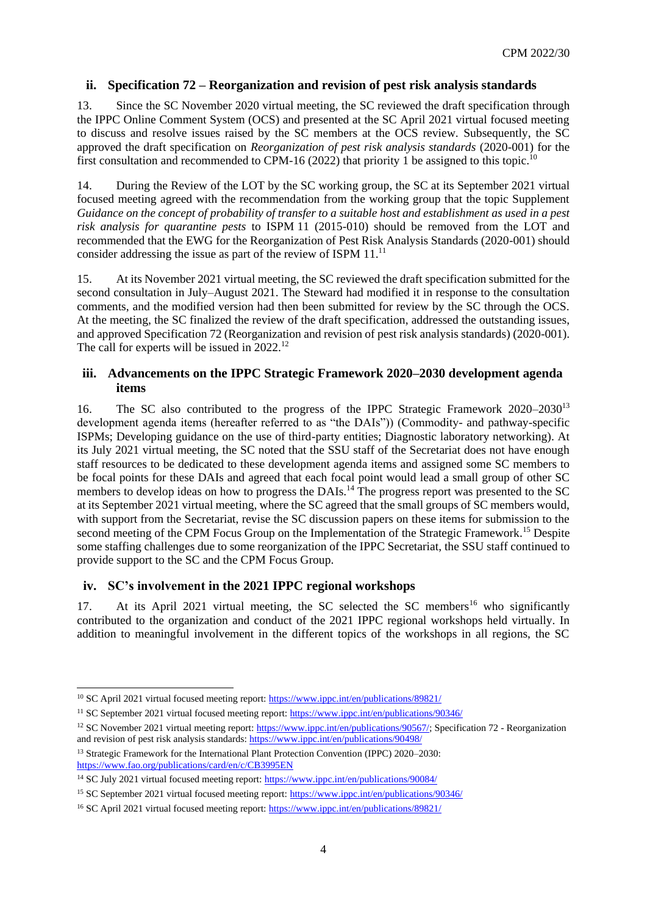### ii. Specification 72 – Reorganization and revision of pest risk analysis standards

13. Since the SC November 2020 virtual meeting, the SC reviewed the draft specification through the IPPC Online Comment System (OCS) and presented at the SC April 2021 virtual focused meeting to discuss and resolve issues raised by the SC members at the OCS review. Subsequently, the SC approved the draft specification on *Reorganization of pest risk analysis standards* (2020-001) for the first consultation and recommended to CPM-16 (2022) that priority 1 be assigned to this topic.[10]

14. During the Review of the LOT by the SC working group, the SC at its September 2021 virtual focused meeting agreed with the recommendation from the working group that the topic Supplement *Guidance on the concept of probability of transfer to a suitable host and establishment as used in a pest risk analysis for quarantine pests* to ISPM 11 (2015-010) should be removed from the LOT and recommended that the EWG for the Reorganization of Pest Risk Analysis Standards (2020-001) should consider addressing the issue as part of the review of ISPM 11.[11]

15. At its November 2021 virtual meeting, the SC reviewed the draft specification submitted for the second consultation in July–August 2021. The Steward had modified it in response to the consultation comments, and the modified version had then been submitted for review by the SC through the OCS. At the meeting, the SC finalized the review of the draft specification, addressed the outstanding issues, and approved Specification 72 (Reorganization and revision of pest risk analysis standards) (2020-001). The call for experts will be issued in 2022.[12]

### iii. Advancements on the IPPC Strategic Framework 2020–2030 development agenda items

16. The SC also contributed to the progress of the IPPC Strategic Framework 2020–2030[13] development agenda items (hereafter referred to as "the DAIs")) (Commodity- and pathway-specific ISPMs; Developing guidance on the use of third-party entities; Diagnostic laboratory networking). At its July 2021 virtual meeting, the SC noted that the SSU staff of the Secretariat does not have enough staff resources to be dedicated to these development agenda items and assigned some SC members to be focal points for these DAIs and agreed that each focal point would lead a small group of other SC members to develop ideas on how to progress the DAIs.[14] The progress report was presented to the SC at its September 2021 virtual meeting, where the SC agreed that the small groups of SC members would, with support from the Secretariat, revise the SC discussion papers on these items for submission to the second meeting of the CPM Focus Group on the Implementation of the Strategic Framework.[15] Despite some staffing challenges due to some reorganization of the IPPC Secretariat, the SSU staff continued to provide support to the SC and the CPM Focus Group.

### iv. SC's involvement in the 2021 IPPC regional workshops

17. At its April 2021 virtual meeting, the SC selected the SC members[16] who significantly contributed to the organization and conduct of the 2021 IPPC regional workshops held virtually. In addition to meaningful involvement in the different topics of the workshops in all regions, the SC

---

[10] SC April 2021 virtual focused meeting report: https://www.ippc.int/en/publications/89821/

[11] SC September 2021 virtual focused meeting report: https://www.ippc.int/en/publications/90346/

[12] SC November 2021 virtual meeting report: https://www.ippc.int/en/publications/90567/; Specification 72 - Reorganization and revision of pest risk analysis standards: https://www.ippc.int/en/publications/90498/

[13] Strategic Framework for the International Plant Protection Convention (IPPC) 2020–2030: https://www.fao.org/publications/card/en/c/CB3995EN

[14] SC July 2021 virtual focused meeting report: https://www.ippc.int/en/publications/90084/

[15] SC September 2021 virtual focused meeting report: https://www.ippc.int/en/publications/90346/

[16] SC April 2021 virtual focused meeting report: https://www.ippc.int/en/publications/89821/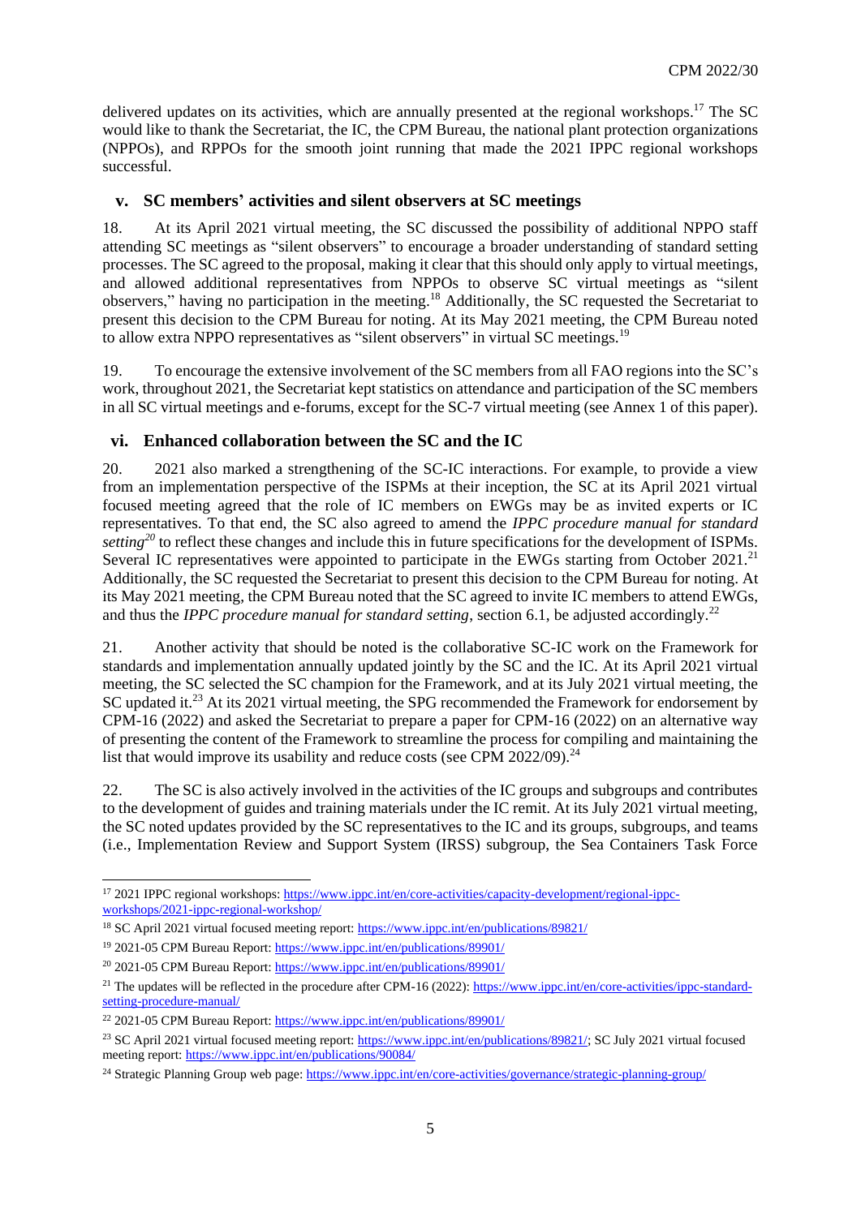delivered updates on its activities, which are annually presented at the regional workshops.[17] The SC would like to thank the Secretariat, the IC, the CPM Bureau, the national plant protection organizations (NPPOs), and RPPOs for the smooth joint running that made the 2021 IPPC regional workshops successful.

### v. SC members' activities and silent observers at SC meetings

18. At its April 2021 virtual meeting, the SC discussed the possibility of additional NPPO staff attending SC meetings as "silent observers" to encourage a broader understanding of standard setting processes. The SC agreed to the proposal, making it clear that this should only apply to virtual meetings, and allowed additional representatives from NPPOs to observe SC virtual meetings as "silent observers," having no participation in the meeting.[18] Additionally, the SC requested the Secretariat to present this decision to the CPM Bureau for noting. At its May 2021 meeting, the CPM Bureau noted to allow extra NPPO representatives as "silent observers" in virtual SC meetings.[19]

19. To encourage the extensive involvement of the SC members from all FAO regions into the SC's work, throughout 2021, the Secretariat kept statistics on attendance and participation of the SC members in all SC virtual meetings and e-forums, except for the SC-7 virtual meeting (see Annex 1 of this paper).

### vi. Enhanced collaboration between the SC and the IC

20. 2021 also marked a strengthening of the SC-IC interactions. For example, to provide a view from an implementation perspective of the ISPMs at their inception, the SC at its April 2021 virtual focused meeting agreed that the role of IC members on EWGs may be as invited experts or IC representatives. To that end, the SC also agreed to amend the *IPPC procedure manual for standard setting*[20] to reflect these changes and include this in future specifications for the development of ISPMs. Several IC representatives were appointed to participate in the EWGs starting from October 2021.[21] Additionally, the SC requested the Secretariat to present this decision to the CPM Bureau for noting. At its May 2021 meeting, the CPM Bureau noted that the SC agreed to invite IC members to attend EWGs, and thus the *IPPC procedure manual for standard setting*, section 6.1, be adjusted accordingly.[22]

21. Another activity that should be noted is the collaborative SC-IC work on the Framework for standards and implementation annually updated jointly by the SC and the IC. At its April 2021 virtual meeting, the SC selected the SC champion for the Framework, and at its July 2021 virtual meeting, the SC updated it.[23] At its 2021 virtual meeting, the SPG recommended the Framework for endorsement by CPM-16 (2022) and asked the Secretariat to prepare a paper for CPM-16 (2022) on an alternative way of presenting the content of the Framework to streamline the process for compiling and maintaining the list that would improve its usability and reduce costs (see CPM 2022/09).[24]

22. The SC is also actively involved in the activities of the IC groups and subgroups and contributes to the development of guides and training materials under the IC remit. At its July 2021 virtual meeting, the SC noted updates provided by the SC representatives to the IC and its groups, subgroups, and teams (i.e., Implementation Review and Support System (IRSS) subgroup, the Sea Containers Task Force

---

[17] 2021 IPPC regional workshops: https://www.ippc.int/en/core-activities/capacity-development/regional-ippc-workshops/2021-ippc-regional-workshop/

[18] SC April 2021 virtual focused meeting report: https://www.ippc.int/en/publications/89821/

[19] 2021-05 CPM Bureau Report: https://www.ippc.int/en/publications/89901/

[20] 2021-05 CPM Bureau Report: https://www.ippc.int/en/publications/89901/

[21] The updates will be reflected in the procedure after CPM-16 (2022): https://www.ippc.int/en/core-activities/ippc-standard-setting-procedure-manual/

[22] 2021-05 CPM Bureau Report: https://www.ippc.int/en/publications/89901/

[23] SC April 2021 virtual focused meeting report: https://www.ippc.int/en/publications/89821/; SC July 2021 virtual focused meeting report: https://www.ippc.int/en/publications/90084/

[24] Strategic Planning Group web page: https://www.ippc.int/en/core-activities/governance/strategic-planning-group/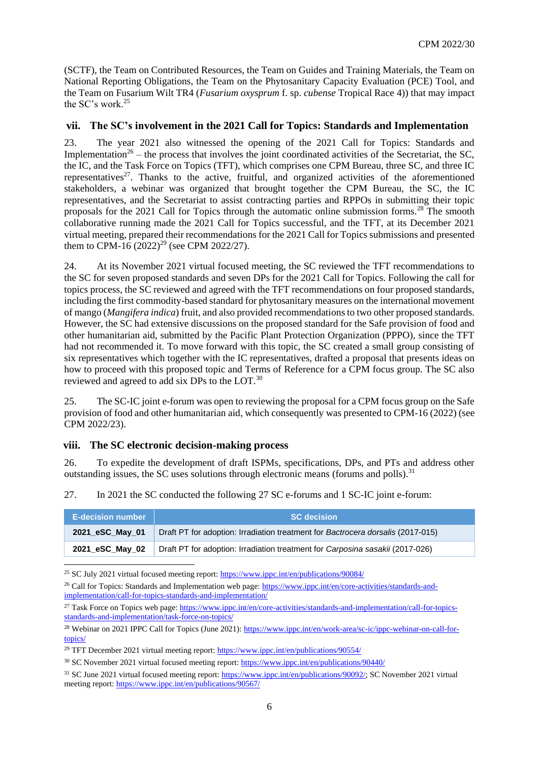(SCTF), the Team on Contributed Resources, the Team on Guides and Training Materials, the Team on National Reporting Obligations, the Team on the Phytosanitary Capacity Evaluation (PCE) Tool, and the Team on Fusarium Wilt TR4 (*Fusarium oxysprum* f. sp. *cubense* Tropical Race 4)) that may impact the SC's work.[25]

### vii. The SC's involvement in the 2021 Call for Topics: Standards and Implementation

23. The year 2021 also witnessed the opening of the 2021 Call for Topics: Standards and Implementation[26] – the process that involves the joint coordinated activities of the Secretariat, the SC, the IC, and the Task Force on Topics (TFT), which comprises one CPM Bureau, three SC, and three IC representatives[27]. Thanks to the active, fruitful, and organized activities of the aforementioned stakeholders, a webinar was organized that brought together the CPM Bureau, the SC, the IC representatives, and the Secretariat to assist contracting parties and RPPOs in submitting their topic proposals for the 2021 Call for Topics through the automatic online submission forms.[28] The smooth collaborative running made the 2021 Call for Topics successful, and the TFT, at its December 2021 virtual meeting, prepared their recommendations for the 2021 Call for Topics submissions and presented them to CPM-16 (2022)[29] (see CPM 2022/27).

24. At its November 2021 virtual focused meeting, the SC reviewed the TFT recommendations to the SC for seven proposed standards and seven DPs for the 2021 Call for Topics. Following the call for topics process, the SC reviewed and agreed with the TFT recommendations on four proposed standards, including the first commodity-based standard for phytosanitary measures on the international movement of mango (*Mangifera indica*) fruit, and also provided recommendations to two other proposed standards. However, the SC had extensive discussions on the proposed standard for the Safe provision of food and other humanitarian aid, submitted by the Pacific Plant Protection Organization (PPPO), since the TFT had not recommended it. To move forward with this topic, the SC created a small group consisting of six representatives which together with the IC representatives, drafted a proposal that presents ideas on how to proceed with this proposed topic and Terms of Reference for a CPM focus group. The SC also reviewed and agreed to add six DPs to the LOT.[30]

25. The SC-IC joint e-forum was open to reviewing the proposal for a CPM focus group on the Safe provision of food and other humanitarian aid, which consequently was presented to CPM-16 (2022) (see CPM 2022/23).

### viii. The SC electronic decision-making process

26. To expedite the development of draft ISPMs, specifications, DPs, and PTs and address other outstanding issues, the SC uses solutions through electronic means (forums and polls).[31]

27. In 2021 the SC conducted the following 27 SC e-forums and 1 SC-IC joint e-forum:

| E-decision number | SC decision |
|---|---|
| **2021_eSC_May_01** | Draft PT for adoption: Irradiation treatment for *Bactrocera dorsalis* (2017-015) |
| **2021_eSC_May_02** | Draft PT for adoption: Irradiation treatment for *Carposina sasakii* (2017-026) |

[25] SC July 2021 virtual focused meeting report: https://www.ippc.int/en/publications/90084/

[26] Call for Topics: Standards and Implementation web page: https://www.ippc.int/en/core-activities/standards-and-implementation/call-for-topics-standards-and-implementation/

[27] Task Force on Topics web page: https://www.ippc.int/en/core-activities/standards-and-implementation/call-for-topics-standards-and-implementation/task-force-on-topics/

[28] Webinar on 2021 IPPC Call for Topics (June 2021): https://www.ippc.int/en/work-area/sc-ic/ippc-webinar-on-call-for-topics/

[29] TFT December 2021 virtual meeting report: https://www.ippc.int/en/publications/90554/

[30] SC November 2021 virtual focused meeting report: https://www.ippc.int/en/publications/90440/

[31] SC June 2021 virtual focused meeting report: https://www.ippc.int/en/publications/90092/; SC November 2021 virtual meeting report: https://www.ippc.int/en/publications/90567/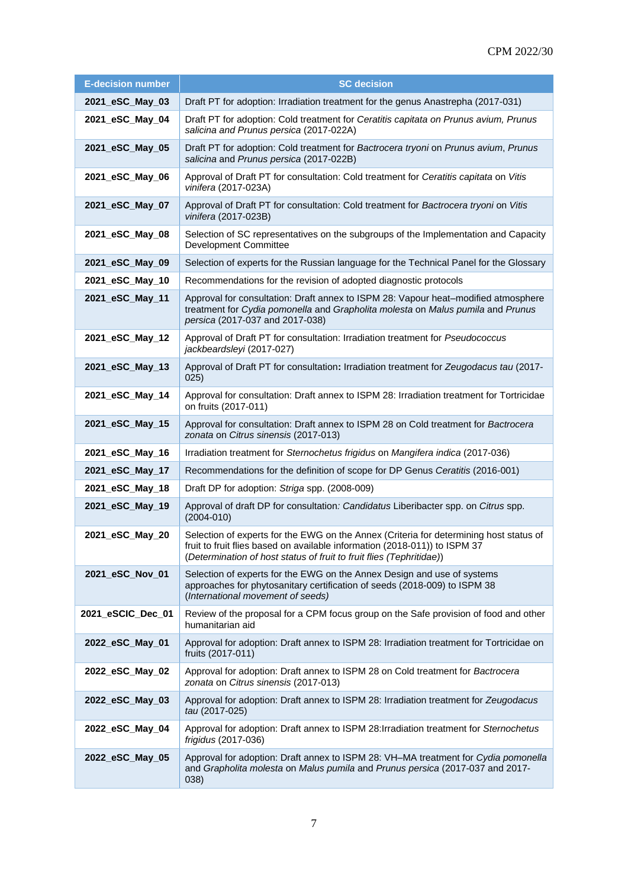| E-decision number | SC decision |
|---|---|
| **2021_eSC_May_03** | Draft PT for adoption: Irradiation treatment for the genus Anastrepha (2017-031) |
| **2021_eSC_May_04** | Draft PT for adoption: Cold treatment for *Ceratitis capitata on Prunus avium, Prunus salicina and Prunus persica* (2017-022A) |
| **2021_eSC_May_05** | Draft PT for adoption: Cold treatment for *Bactrocera tryoni* on *Prunus avium*, *Prunus salicina* and *Prunus persica* (2017-022B) |
| **2021_eSC_May_06** | Approval of Draft PT for consultation: Cold treatment for *Ceratitis capitata* on *Vitis vinifera* (2017-023A) |
| **2021_eSC_May_07** | Approval of Draft PT for consultation: Cold treatment for *Bactrocera tryoni* on *Vitis vinifera* (2017-023B) |
| **2021_eSC_May_08** | Selection of SC representatives on the subgroups of the Implementation and Capacity Development Committee |
| **2021_eSC_May_09** | Selection of experts for the Russian language for the Technical Panel for the Glossary |
| **2021_eSC_May_10** | Recommendations for the revision of adopted diagnostic protocols |
| **2021_eSC_May_11** | Approval for consultation: Draft annex to ISPM 28: Vapour heat–modified atmosphere treatment for *Cydia pomonella* and *Grapholita molesta* on *Malus pumila* and *Prunus persica* (2017-037 and 2017-038) |
| **2021_eSC_May_12** | Approval of Draft PT for consultation: Irradiation treatment for *Pseudococcus jackbeardsleyi* (2017-027) |
| **2021_eSC_May_13** | Approval of Draft PT for consultation**:** Irradiation treatment for *Zeugodacus tau* (2017-025) |
| **2021_eSC_May_14** | Approval for consultation: Draft annex to ISPM 28: Irradiation treatment for Tortricidae on fruits (2017-011) |
| **2021_eSC_May_15** | Approval for consultation: Draft annex to ISPM 28 on Cold treatment for *Bactrocera zonata* on *Citrus sinensis* (2017-013) |
| **2021_eSC_May_16** | Irradiation treatment for *Sternochetus frigidus* on *Mangifera indica* (2017-036) |
| **2021_eSC_May_17** | Recommendations for the definition of scope for DP Genus *Ceratitis* (2016-001) |
| **2021_eSC_May_18** | Draft DP for adoption: *Striga* spp. (2008-009) |
| **2021_eSC_May_19** | Approval of draft DP for consultation*: Candidatus* Liberibacter spp. on *Citrus* spp. (2004-010) |
| **2021_eSC_May_20** | Selection of experts for the EWG on the Annex (Criteria for determining host status of fruit to fruit flies based on available information (2018-011)) to ISPM 37 (*Determination of host status of fruit to fruit flies (Tephritidae)*) |
| **2021_eSC_Nov_01** | Selection of experts for the EWG on the Annex Design and use of systems approaches for phytosanitary certification of seeds (2018-009) to ISPM 38 (*International movement of seeds)* |
| **2021_eSCIC_Dec_01** | Review of the proposal for a CPM focus group on the Safe provision of food and other humanitarian aid |
| **2022_eSC_May_01** | Approval for adoption: Draft annex to ISPM 28: Irradiation treatment for Tortricidae on fruits (2017-011) |
| **2022_eSC_May_02** | Approval for adoption: Draft annex to ISPM 28 on Cold treatment for *Bactrocera zonata* on *Citrus sinensis* (2017-013) |
| **2022_eSC_May_03** | Approval for adoption: Draft annex to ISPM 28: Irradiation treatment for *Zeugodacus tau* (2017-025) |
| **2022_eSC_May_04** | Approval for adoption: Draft annex to ISPM 28:Irradiation treatment for *Sternochetus frigidus* (2017-036) |
| **2022_eSC_May_05** | Approval for adoption: Draft annex to ISPM 28: VH–MA treatment for *Cydia pomonella* and *Grapholita molesta* on *Malus pumila* and *Prunus persica* (2017-037 and 2017-038) |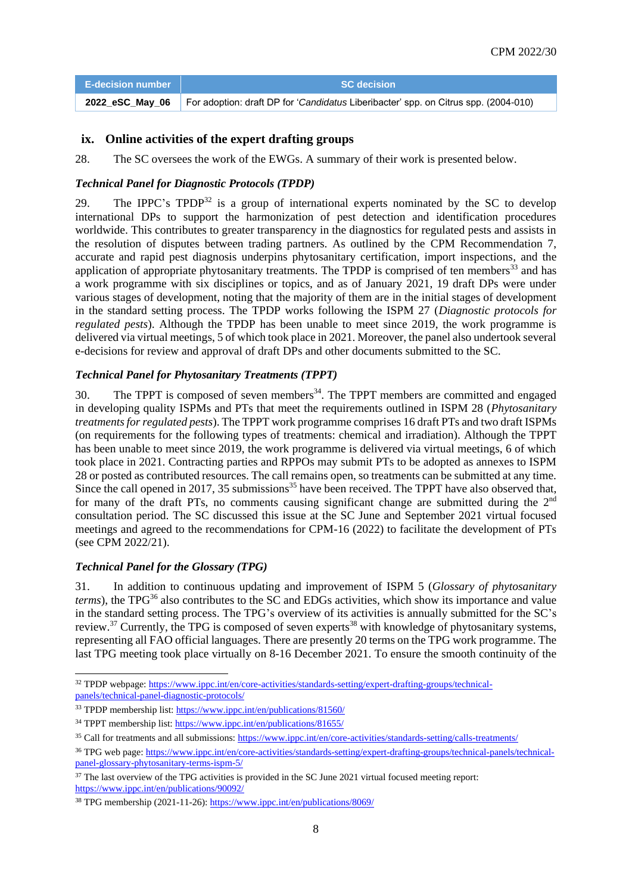| E-decision number | SC decision |
|---|---|
| **2022_eSC_May_06** | For adoption: draft DP for '*Candidatus* Liberibacter' spp. on Citrus spp. (2004-010) |

### ix. Online activities of the expert drafting groups

28. The SC oversees the work of the EWGs. A summary of their work is presented below.

***Technical Panel for Diagnostic Protocols (TPDP)***

29. The IPPC's TPDP[32] is a group of international experts nominated by the SC to develop international DPs to support the harmonization of pest detection and identification procedures worldwide. This contributes to greater transparency in the diagnostics for regulated pests and assists in the resolution of disputes between trading partners. As outlined by the CPM Recommendation 7, accurate and rapid pest diagnosis underpins phytosanitary certification, import inspections, and the application of appropriate phytosanitary treatments. The TPDP is comprised of ten members[33] and has a work programme with six disciplines or topics, and as of January 2021, 19 draft DPs were under various stages of development, noting that the majority of them are in the initial stages of development in the standard setting process. The TPDP works following the ISPM 27 (*Diagnostic protocols for regulated pests*). Although the TPDP has been unable to meet since 2019, the work programme is delivered via virtual meetings, 5 of which took place in 2021. Moreover, the panel also undertook several e-decisions for review and approval of draft DPs and other documents submitted to the SC.

***Technical Panel for Phytosanitary Treatments (TPPT)***

30. The TPPT is composed of seven members[34]. The TPPT members are committed and engaged in developing quality ISPMs and PTs that meet the requirements outlined in ISPM 28 (*Phytosanitary treatments for regulated pests*). The TPPT work programme comprises 16 draft PTs and two draft ISPMs (on requirements for the following types of treatments: chemical and irradiation). Although the TPPT has been unable to meet since 2019, the work programme is delivered via virtual meetings, 6 of which took place in 2021. Contracting parties and RPPOs may submit PTs to be adopted as annexes to ISPM 28 or posted as contributed resources. The call remains open, so treatments can be submitted at any time. Since the call opened in 2017, 35 submissions[35] have been received. The TPPT have also observed that, for many of the draft PTs, no comments causing significant change are submitted during the 2nd consultation period. The SC discussed this issue at the SC June and September 2021 virtual focused meetings and agreed to the recommendations for CPM-16 (2022) to facilitate the development of PTs (see CPM 2022/21).

***Technical Panel for the Glossary (TPG)***

31. In addition to continuous updating and improvement of ISPM 5 (*Glossary of phytosanitary terms*), the TPG[36] also contributes to the SC and EDGs activities, which show its importance and value in the standard setting process. The TPG's overview of its activities is annually submitted for the SC's review.[37] Currently, the TPG is composed of seven experts[38] with knowledge of phytosanitary systems, representing all FAO official languages. There are presently 20 terms on the TPG work programme. The last TPG meeting took place virtually on 8-16 December 2021. To ensure the smooth continuity of the

---

[32] TPDP webpage: https://www.ippc.int/en/core-activities/standards-setting/expert-drafting-groups/technical-panels/technical-panel-diagnostic-protocols/

[33] TPDP membership list: https://www.ippc.int/en/publications/81560/

[34] TPPT membership list: https://www.ippc.int/en/publications/81655/

[35] Call for treatments and all submissions: https://www.ippc.int/en/core-activities/standards-setting/calls-treatments/

[36] TPG web page: https://www.ippc.int/en/core-activities/standards-setting/expert-drafting-groups/technical-panels/technical-panel-glossary-phytosanitary-terms-ispm-5/

[37] The last overview of the TPG activities is provided in the SC June 2021 virtual focused meeting report: https://www.ippc.int/en/publications/90092/

[38] TPG membership (2021-11-26): https://www.ippc.int/en/publications/8069/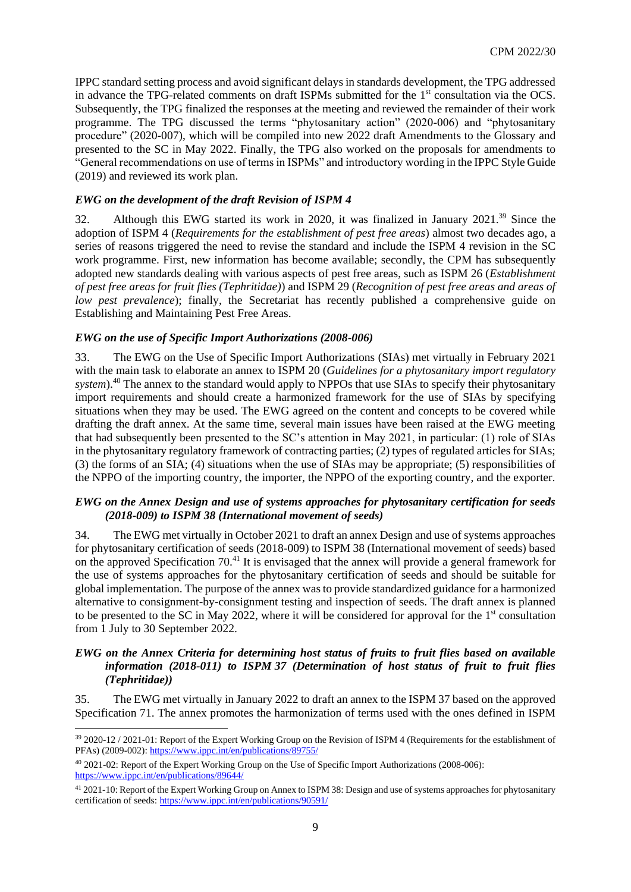IPPC standard setting process and avoid significant delays in standards development, the TPG addressed in advance the TPG-related comments on draft ISPMs submitted for the 1st consultation via the OCS. Subsequently, the TPG finalized the responses at the meeting and reviewed the remainder of their work programme. The TPG discussed the terms "phytosanitary action" (2020-006) and "phytosanitary procedure" (2020-007), which will be compiled into new 2022 draft Amendments to the Glossary and presented to the SC in May 2022. Finally, the TPG also worked on the proposals for amendments to "General recommendations on use of terms in ISPMs" and introductory wording in the IPPC Style Guide (2019) and reviewed its work plan.

### *EWG on the development of the draft Revision of ISPM 4*

32. Although this EWG started its work in 2020, it was finalized in January 2021.[39] Since the adoption of ISPM 4 (*Requirements for the establishment of pest free areas*) almost two decades ago, a series of reasons triggered the need to revise the standard and include the ISPM 4 revision in the SC work programme. First, new information has become available; secondly, the CPM has subsequently adopted new standards dealing with various aspects of pest free areas, such as ISPM 26 (*Establishment of pest free areas for fruit flies (Tephritidae)*) and ISPM 29 (*Recognition of pest free areas and areas of low pest prevalence*); finally, the Secretariat has recently published a comprehensive guide on Establishing and Maintaining Pest Free Areas.

### *EWG on the use of Specific Import Authorizations (2008-006)*

33. The EWG on the Use of Specific Import Authorizations (SIAs) met virtually in February 2021 with the main task to elaborate an annex to ISPM 20 (*Guidelines for a phytosanitary import regulatory system*).[40] The annex to the standard would apply to NPPOs that use SIAs to specify their phytosanitary import requirements and should create a harmonized framework for the use of SIAs by specifying situations when they may be used. The EWG agreed on the content and concepts to be covered while drafting the draft annex. At the same time, several main issues have been raised at the EWG meeting that had subsequently been presented to the SC's attention in May 2021, in particular: (1) role of SIAs in the phytosanitary regulatory framework of contracting parties; (2) types of regulated articles for SIAs; (3) the forms of an SIA; (4) situations when the use of SIAs may be appropriate; (5) responsibilities of the NPPO of the importing country, the importer, the NPPO of the exporting country, and the exporter.

### *EWG on the Annex Design and use of systems approaches for phytosanitary certification for seeds (2018-009) to ISPM 38 (International movement of seeds)*

34. The EWG met virtually in October 2021 to draft an annex Design and use of systems approaches for phytosanitary certification of seeds (2018-009) to ISPM 38 (International movement of seeds) based on the approved Specification 70.[41] It is envisaged that the annex will provide a general framework for the use of systems approaches for the phytosanitary certification of seeds and should be suitable for global implementation. The purpose of the annex was to provide standardized guidance for a harmonized alternative to consignment-by-consignment testing and inspection of seeds. The draft annex is planned to be presented to the SC in May 2022, where it will be considered for approval for the 1st consultation from 1 July to 30 September 2022.

### *EWG on the Annex Criteria for determining host status of fruits to fruit flies based on available information (2018-011) to ISPM 37 (Determination of host status of fruit to fruit flies (Tephritidae))*

35. The EWG met virtually in January 2022 to draft an annex to the ISPM 37 based on the approved Specification 71. The annex promotes the harmonization of terms used with the ones defined in ISPM

---

[39] 2020-12 / 2021-01: Report of the Expert Working Group on the Revision of ISPM 4 (Requirements for the establishment of PFAs) (2009-002): https://www.ippc.int/en/publications/89755/

[40] 2021-02: Report of the Expert Working Group on the Use of Specific Import Authorizations (2008-006): https://www.ippc.int/en/publications/89644/

[41] 2021-10: Report of the Expert Working Group on Annex to ISPM 38: Design and use of systems approaches for phytosanitary certification of seeds: https://www.ippc.int/en/publications/90591/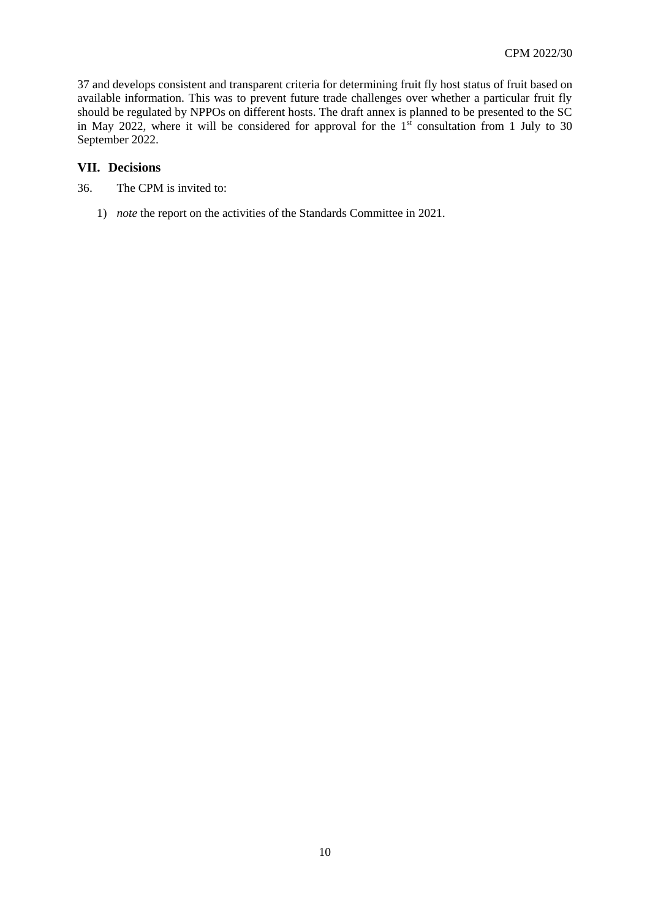37 and develops consistent and transparent criteria for determining fruit fly host status of fruit based on available information. This was to prevent future trade challenges over whether a particular fruit fly should be regulated by NPPOs on different hosts. The draft annex is planned to be presented to the SC in May 2022, where it will be considered for approval for the 1st consultation from 1 July to 30 September 2022.

## VII. Decisions

36. The CPM is invited to:

1) *note* the report on the activities of the Standards Committee in 2021.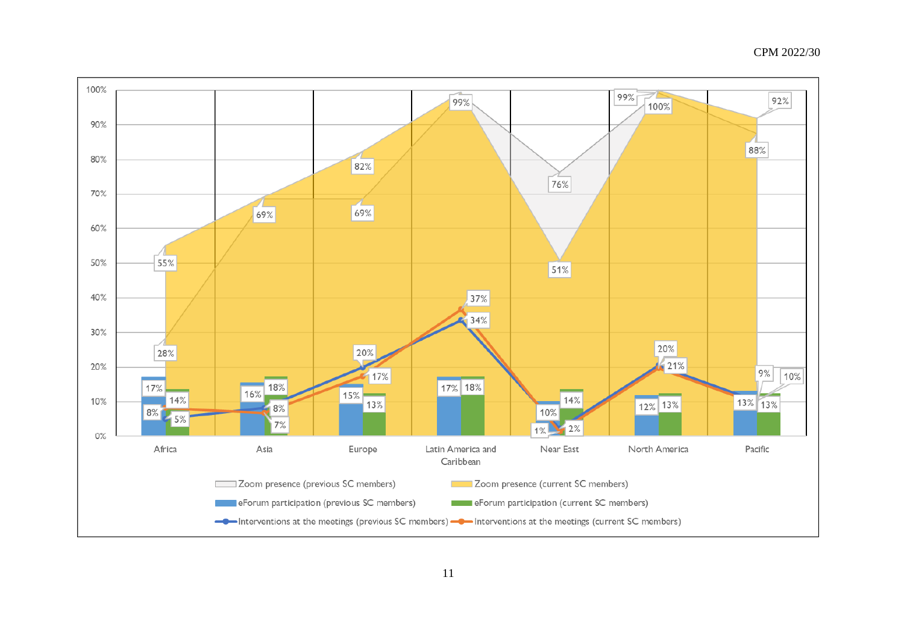100%
90%
80%
70%
60%
50%
40%
30%
20%
10%
0%

99%
99%
100%
92%
88%
82%
76%
69%
69%
55%
51%
37%
34%
28%
20%
17%
20%
21%
17%
18%
16%
15%
13%
17%
18%
14%
10%
12%
13%
9%
10%
13%
13%
14%
8%
5%
8%
7%
1%
2%

Africa
Asia
Europe
Latin America and Caribbean
Near East
North America
Pacific

Zoom presence (previous SC members)
Zoom presence (current SC members)
eForum participation (previous SC members)
eForum participation (current SC members)
Interventions at the meetings (previous SC members)
Interventions at the meetings (current SC members)